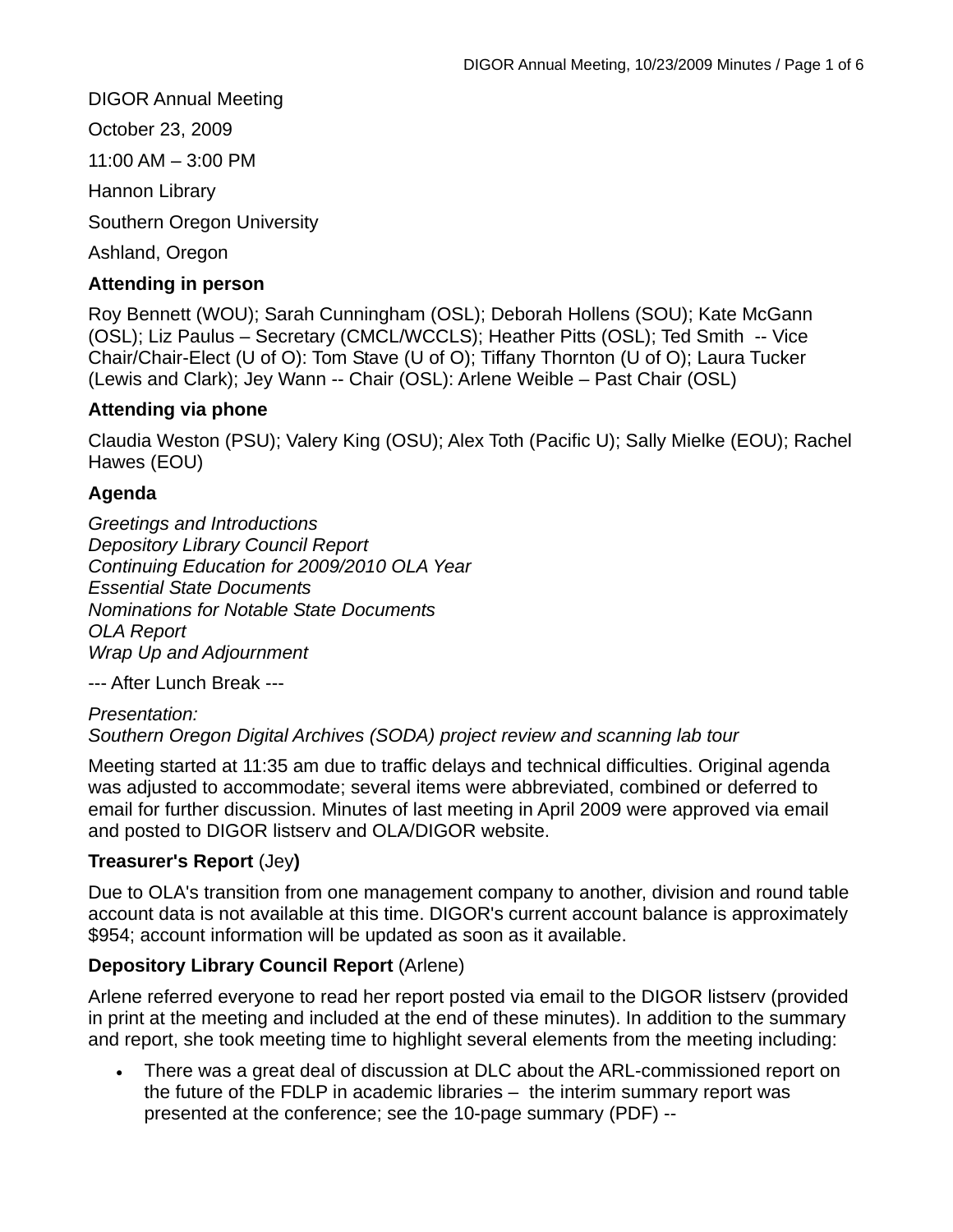DIGOR Annual Meeting

October 23, 2009

11:00 AM – 3:00 PM

Hannon Library

Southern Oregon University

Ashland, Oregon

**Attending in person**

Roy Bennett (WOU); Sarah Cunningham (OSL); Deborah Hollens (SOU); Kate McGann (OSL); Liz Paulus – Secretary (CMCL/WCCLS); Heather Pitts (OSL); Ted Smith -- Vice Chair/Chair-Elect (U of O): Tom Stave (U of O); Tiffany Thornton (U of O); Laura Tucker (Lewis and Clark); Jey Wann -- Chair (OSL): Arlene Weible – Past Chair (OSL)

**Attending via phone**

Claudia Weston (PSU); Valery King (OSU); Alex Toth (Pacific U); Sally Mielke (EOU); Rachel Hawes (EOU)

**Agenda**

*Greetings and Introductions*
*Depository Library Council Report*
*Continuing Education for 2009/2010 OLA Year*
*Essential State Documents*
*Nominations for Notable State Documents*
*OLA Report*
*Wrap Up and Adjournment*

--- After Lunch Break ---

*Presentation:*
*Southern Oregon Digital Archives (SODA) project review and scanning lab tour*

Meeting started at 11:35 am due to traffic delays and technical difficulties. Original agenda was adjusted to accommodate; several items were abbreviated, combined or deferred to email for further discussion. Minutes of last meeting in April 2009 were approved via email and posted to DIGOR listserv and OLA/DIGOR website.

**Treasurer's Report** (Jey**)**

Due to OLA's transition from one management company to another, division and round table account data is not available at this time. DIGOR's current account balance is approximately $954; account information will be updated as soon as it available.

**Depository Library Council Report** (Arlene)

Arlene referred everyone to read her report posted via email to the DIGOR listserv (provided in print at the meeting and included at the end of these minutes). In addition to the summary and report, she took meeting time to highlight several elements from the meeting including:

- There was a great deal of discussion at DLC about the ARL-commissioned report on the future of the FDLP in academic libraries – the interim summary report was presented at the conference; see the 10-page summary (PDF) --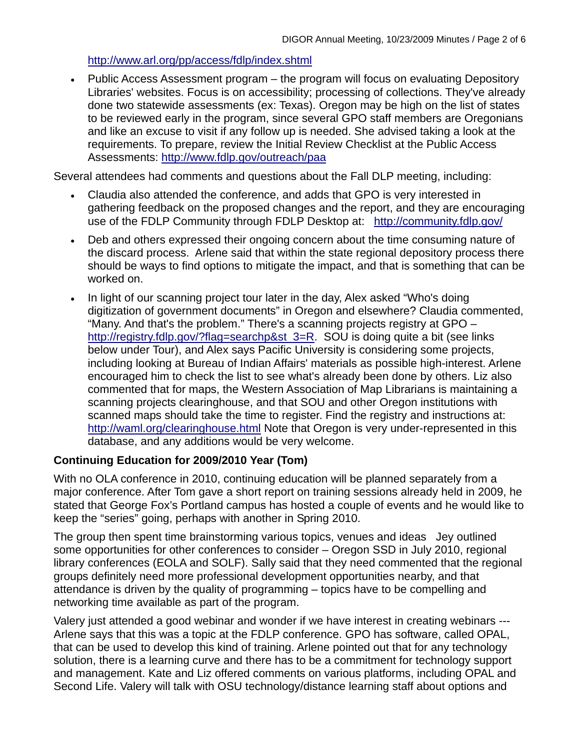http://www.arl.org/pp/access/fdlp/index.shtml

- Public Access Assessment program – the program will focus on evaluating Depository Libraries' websites. Focus is on accessibility; processing of collections. They've already done two statewide assessments (ex: Texas). Oregon may be high on the list of states to be reviewed early in the program, since several GPO staff members are Oregonians and like an excuse to visit if any follow up is needed. She advised taking a look at the requirements. To prepare, review the Initial Review Checklist at the Public Access Assessments: http://www.fdlp.gov/outreach/paa

Several attendees had comments and questions about the Fall DLP meeting, including:

- Claudia also attended the conference, and adds that GPO is very interested in gathering feedback on the proposed changes and the report, and they are encouraging use of the FDLP Community through FDLP Desktop at: http://community.fdlp.gov/
- Deb and others expressed their ongoing concern about the time consuming nature of the discard process. Arlene said that within the state regional depository process there should be ways to find options to mitigate the impact, and that is something that can be worked on.
- In light of our scanning project tour later in the day, Alex asked "Who's doing digitization of government documents" in Oregon and elsewhere? Claudia commented, "Many. And that's the problem." There's a scanning projects registry at GPO – http://registry.fdlp.gov/?flag=searchp&st_3=R. SOU is doing quite a bit (see links below under Tour), and Alex says Pacific University is considering some projects, including looking at Bureau of Indian Affairs' materials as possible high-interest. Arlene encouraged him to check the list to see what's already been done by others. Liz also commented that for maps, the Western Association of Map Librarians is maintaining a scanning projects clearinghouse, and that SOU and other Oregon institutions with scanned maps should take the time to register. Find the registry and instructions at: http://waml.org/clearinghouse.html Note that Oregon is very under-represented in this database, and any additions would be very welcome.

**Continuing Education for 2009/2010 Year (Tom)**

With no OLA conference in 2010, continuing education will be planned separately from a major conference. After Tom gave a short report on training sessions already held in 2009, he stated that George Fox's Portland campus has hosted a couple of events and he would like to keep the "series" going, perhaps with another in Spring 2010.

The group then spent time brainstorming various topics, venues and ideas Jey outlined some opportunities for other conferences to consider – Oregon SSD in July 2010, regional library conferences (EOLA and SOLF). Sally said that they need commented that the regional groups definitely need more professional development opportunities nearby, and that attendance is driven by the quality of programming – topics have to be compelling and networking time available as part of the program.

Valery just attended a good webinar and wonder if we have interest in creating webinars --- Arlene says that this was a topic at the FDLP conference. GPO has software, called OPAL, that can be used to develop this kind of training. Arlene pointed out that for any technology solution, there is a learning curve and there has to be a commitment for technology support and management. Kate and Liz offered comments on various platforms, including OPAL and Second Life. Valery will talk with OSU technology/distance learning staff about options and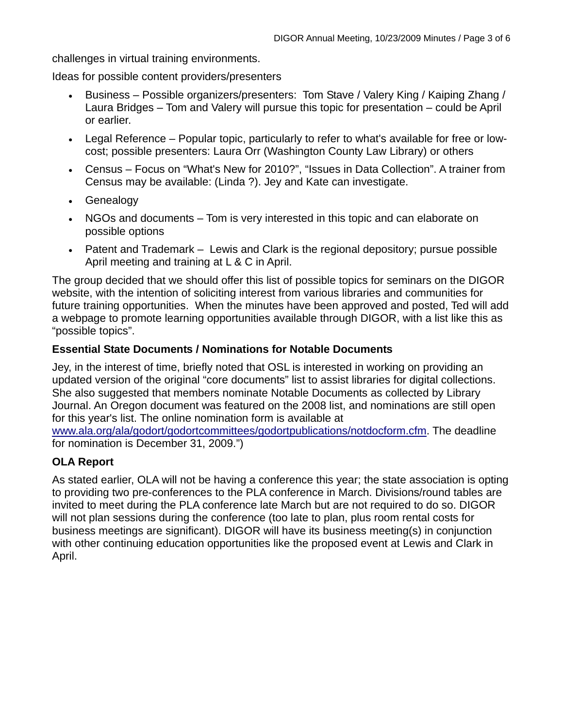challenges in virtual training environments.

Ideas for possible content providers/presenters

- Business – Possible organizers/presenters: Tom Stave / Valery King / Kaiping Zhang / Laura Bridges – Tom and Valery will pursue this topic for presentation – could be April or earlier.
- Legal Reference – Popular topic, particularly to refer to what's available for free or low-cost; possible presenters: Laura Orr (Washington County Law Library) or others
- Census – Focus on "What's New for 2010?", "Issues in Data Collection". A trainer from Census may be available: (Linda ?). Jey and Kate can investigate.
- Genealogy
- NGOs and documents – Tom is very interested in this topic and can elaborate on possible options
- Patent and Trademark – Lewis and Clark is the regional depository; pursue possible April meeting and training at L & C in April.

The group decided that we should offer this list of possible topics for seminars on the DIGOR website, with the intention of soliciting interest from various libraries and communities for future training opportunities. When the minutes have been approved and posted, Ted will add a webpage to promote learning opportunities available through DIGOR, with a list like this as "possible topics".

### Essential State Documents / Nominations for Notable Documents

Jey, in the interest of time, briefly noted that OSL is interested in working on providing an updated version of the original "core documents" list to assist libraries for digital collections. She also suggested that members nominate Notable Documents as collected by Library Journal. An Oregon document was featured on the 2008 list, and nominations are still open for this year's list. The online nomination form is available at [www.ala.org/ala/godort/godortcommittees/godortpublications/notdocform.cfm](www.ala.org/ala/godort/godortcommittees/godortpublications/notdocform.cfm). The deadline for nomination is December 31, 2009.")

### OLA Report

As stated earlier, OLA will not be having a conference this year; the state association is opting to providing two pre-conferences to the PLA conference in March. Divisions/round tables are invited to meet during the PLA conference late March but are not required to do so. DIGOR will not plan sessions during the conference (too late to plan, plus room rental costs for business meetings are significant). DIGOR will have its business meeting(s) in conjunction with other continuing education opportunities like the proposed event at Lewis and Clark in April.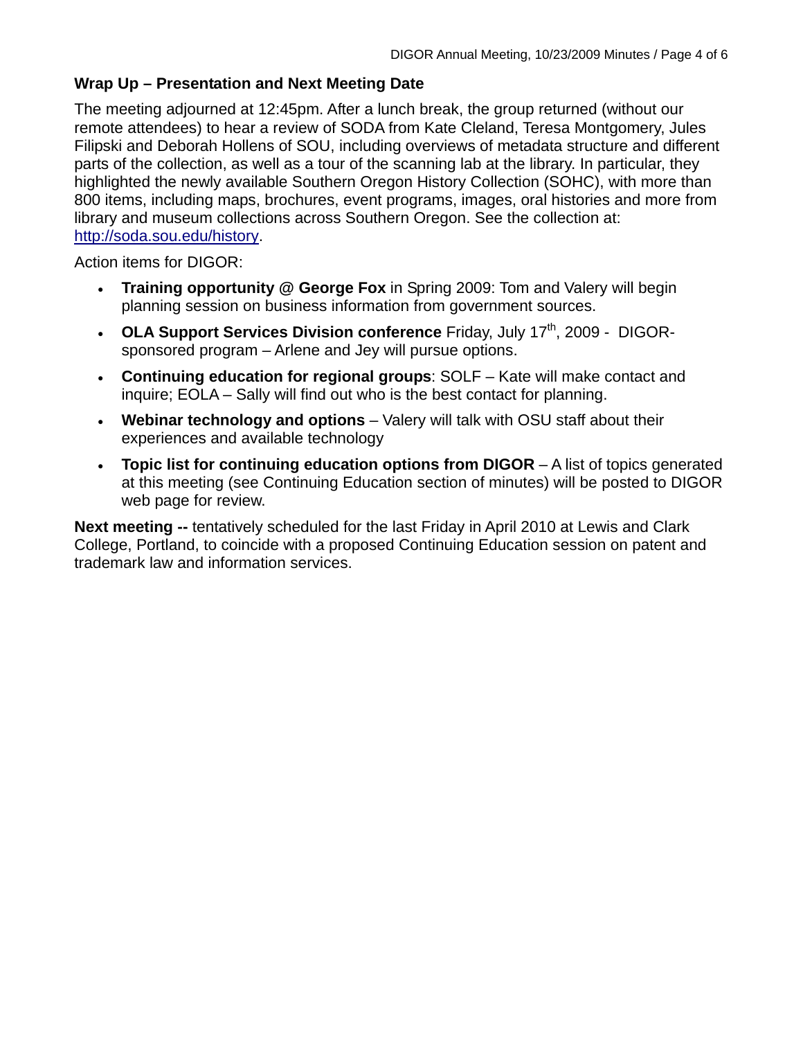**Wrap Up – Presentation and Next Meeting Date**

The meeting adjourned at 12:45pm. After a lunch break, the group returned (without our remote attendees) to hear a review of SODA from Kate Cleland, Teresa Montgomery, Jules Filipski and Deborah Hollens of SOU, including overviews of metadata structure and different parts of the collection, as well as a tour of the scanning lab at the library. In particular, they highlighted the newly available Southern Oregon History Collection (SOHC), with more than 800 items, including maps, brochures, event programs, images, oral histories and more from library and museum collections across Southern Oregon. See the collection at: http://soda.sou.edu/history.

Action items for DIGOR:

- **Training opportunity @ George Fox** in Spring 2009: Tom and Valery will begin planning session on business information from government sources.
- **OLA Support Services Division conference** Friday, July 17th, 2009 - DIGOR-sponsored program – Arlene and Jey will pursue options.
- **Continuing education for regional groups**: SOLF – Kate will make contact and inquire; EOLA – Sally will find out who is the best contact for planning.
- **Webinar technology and options** – Valery will talk with OSU staff about their experiences and available technology
- **Topic list for continuing education options from DIGOR** – A list of topics generated at this meeting (see Continuing Education section of minutes) will be posted to DIGOR web page for review.

**Next meeting --** tentatively scheduled for the last Friday in April 2010 at Lewis and Clark College, Portland, to coincide with a proposed Continuing Education session on patent and trademark law and information services.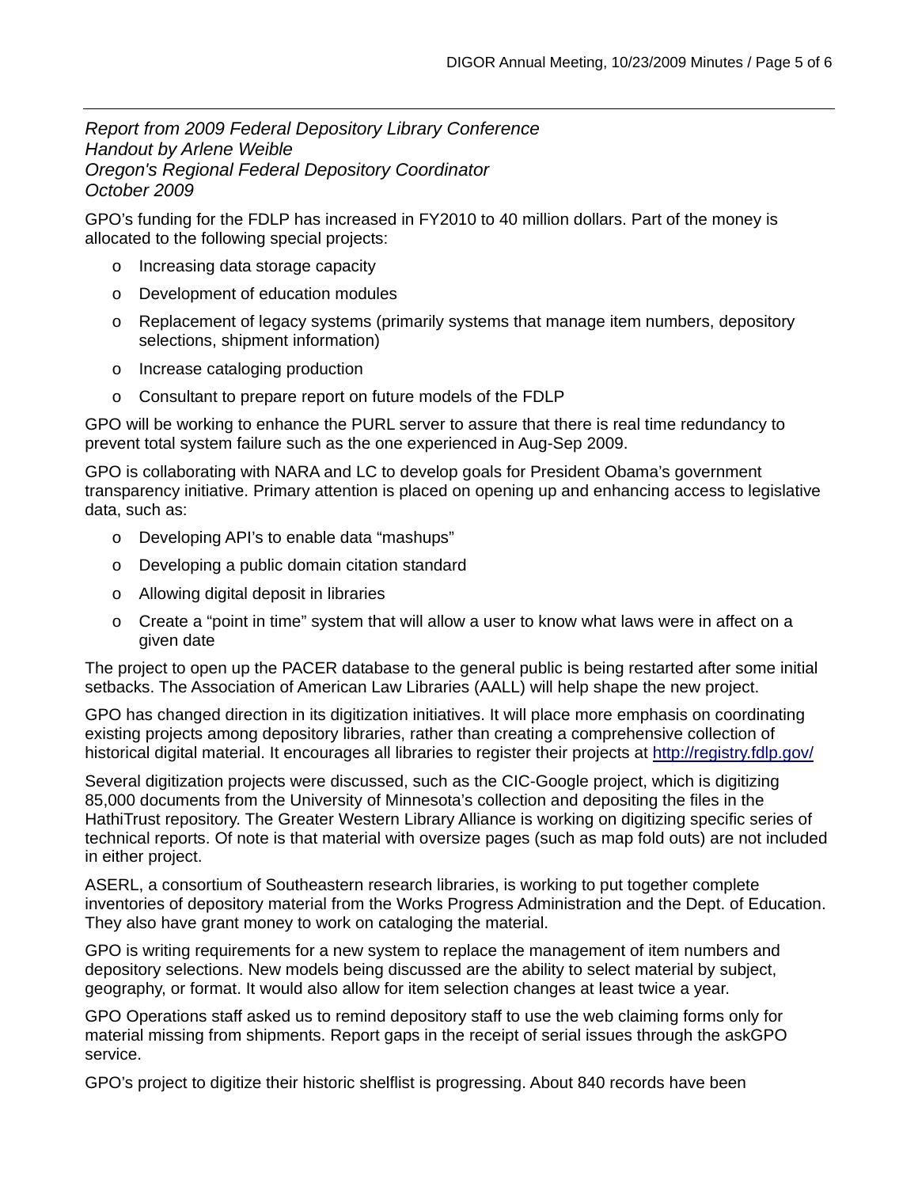*Report from 2009 Federal Depository Library Conference*
*Handout by Arlene Weible*
*Oregon's Regional Federal Depository Coordinator*
*October 2009*

GPO's funding for the FDLP has increased in FY2010 to 40 million dollars. Part of the money is allocated to the following special projects:

- Increasing data storage capacity
- Development of education modules
- Replacement of legacy systems (primarily systems that manage item numbers, depository selections, shipment information)
- Increase cataloging production
- Consultant to prepare report on future models of the FDLP

GPO will be working to enhance the PURL server to assure that there is real time redundancy to prevent total system failure such as the one experienced in Aug-Sep 2009.

GPO is collaborating with NARA and LC to develop goals for President Obama's government transparency initiative. Primary attention is placed on opening up and enhancing access to legislative data, such as:

- Developing API's to enable data "mashups"
- Developing a public domain citation standard
- Allowing digital deposit in libraries
- Create a "point in time" system that will allow a user to know what laws were in affect on a given date

The project to open up the PACER database to the general public is being restarted after some initial setbacks. The Association of American Law Libraries (AALL) will help shape the new project.

GPO has changed direction in its digitization initiatives. It will place more emphasis on coordinating existing projects among depository libraries, rather than creating a comprehensive collection of historical digital material. It encourages all libraries to register their projects at http://registry.fdlp.gov/

Several digitization projects were discussed, such as the CIC-Google project, which is digitizing 85,000 documents from the University of Minnesota's collection and depositing the files in the HathiTrust repository. The Greater Western Library Alliance is working on digitizing specific series of technical reports. Of note is that material with oversize pages (such as map fold outs) are not included in either project.

ASERL, a consortium of Southeastern research libraries, is working to put together complete inventories of depository material from the Works Progress Administration and the Dept. of Education. They also have grant money to work on cataloging the material.

GPO is writing requirements for a new system to replace the management of item numbers and depository selections. New models being discussed are the ability to select material by subject, geography, or format. It would also allow for item selection changes at least twice a year.

GPO Operations staff asked us to remind depository staff to use the web claiming forms only for material missing from shipments. Report gaps in the receipt of serial issues through the askGPO service.

GPO's project to digitize their historic shelflist is progressing. About 840 records have been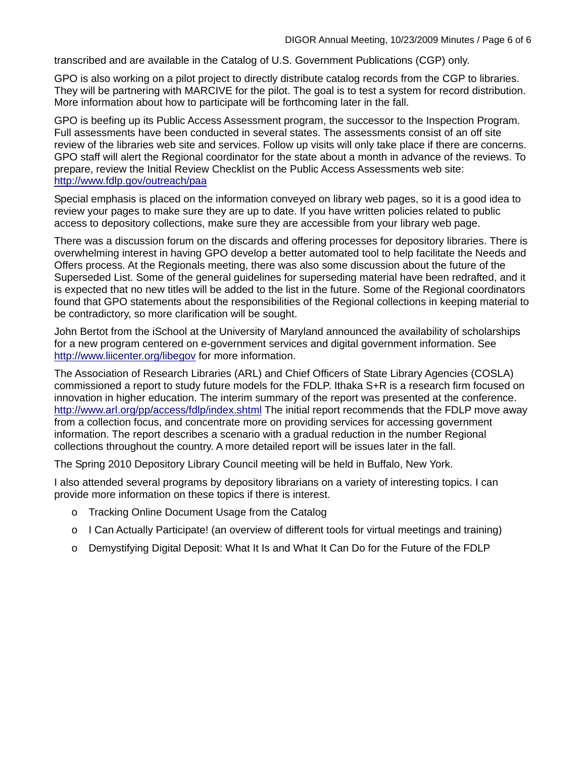transcribed and are available in the Catalog of U.S. Government Publications (CGP) only.

GPO is also working on a pilot project to directly distribute catalog records from the CGP to libraries. They will be partnering with MARCIVE for the pilot. The goal is to test a system for record distribution. More information about how to participate will be forthcoming later in the fall.

GPO is beefing up its Public Access Assessment program, the successor to the Inspection Program. Full assessments have been conducted in several states. The assessments consist of an off site review of the libraries web site and services. Follow up visits will only take place if there are concerns. GPO staff will alert the Regional coordinator for the state about a month in advance of the reviews. To prepare, review the Initial Review Checklist on the Public Access Assessments web site: http://www.fdlp.gov/outreach/paa

Special emphasis is placed on the information conveyed on library web pages, so it is a good idea to review your pages to make sure they are up to date. If you have written policies related to public access to depository collections, make sure they are accessible from your library web page.

There was a discussion forum on the discards and offering processes for depository libraries. There is overwhelming interest in having GPO develop a better automated tool to help facilitate the Needs and Offers process. At the Regionals meeting, there was also some discussion about the future of the Superseded List. Some of the general guidelines for superseding material have been redrafted, and it is expected that no new titles will be added to the list in the future. Some of the Regional coordinators found that GPO statements about the responsibilities of the Regional collections in keeping material to be contradictory, so more clarification will be sought.

John Bertot from the iSchool at the University of Maryland announced the availability of scholarships for a new program centered on e-government services and digital government information. See http://www.liicenter.org/libegov for more information.

The Association of Research Libraries (ARL) and Chief Officers of State Library Agencies (COSLA) commissioned a report to study future models for the FDLP. Ithaka S+R is a research firm focused on innovation in higher education. The interim summary of the report was presented at the conference. http://www.arl.org/pp/access/fdlp/index.shtml The initial report recommends that the FDLP move away from a collection focus, and concentrate more on providing services for accessing government information. The report describes a scenario with a gradual reduction in the number Regional collections throughout the country. A more detailed report will be issues later in the fall.

The Spring 2010 Depository Library Council meeting will be held in Buffalo, New York.

I also attended several programs by depository librarians on a variety of interesting topics. I can provide more information on these topics if there is interest.

- Tracking Online Document Usage from the Catalog
- I Can Actually Participate! (an overview of different tools for virtual meetings and training)
- Demystifying Digital Deposit: What It Is and What It Can Do for the Future of the FDLP